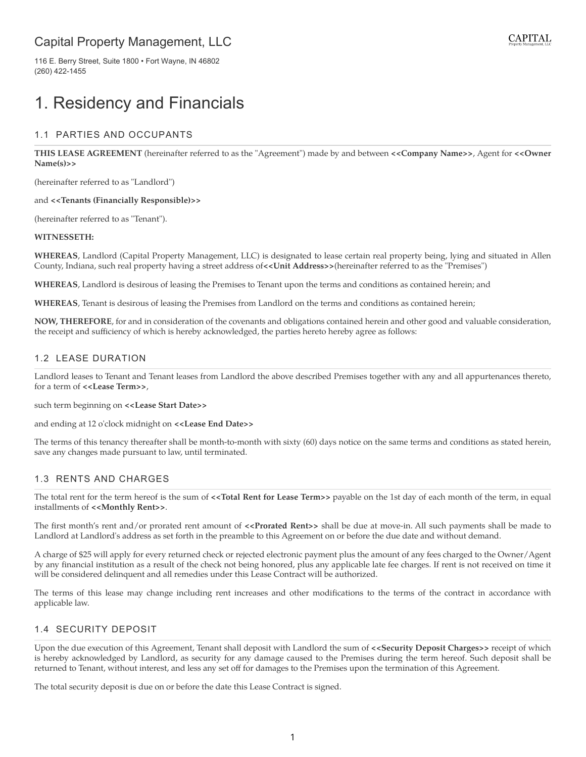Capital Property Management, LLC

116 E. Berry Street, Suite 1800 • Fort Wayne, IN 46802
(260) 422-1455

# 1. Residency and Financials

## 1.1 PARTIES AND OCCUPANTS

**THIS LEASE AGREEMENT** (hereinafter referred to as the "Agreement") made by and between **<<Company Name>>**, Agent for **<<Owner Name(s)>>**

(hereinafter referred to as "Landlord")

and **<<Tenants (Financially Responsible)>>**

(hereinafter referred to as "Tenant").

**WITNESSETH:**

**WHEREAS**, Landlord (Capital Property Management, LLC) is designated to lease certain real property being, lying and situated in Allen County, Indiana, such real property having a street address of**<<Unit Address>>**(hereinafter referred to as the "Premises")

**WHEREAS**, Landlord is desirous of leasing the Premises to Tenant upon the terms and conditions as contained herein; and

**WHEREAS**, Tenant is desirous of leasing the Premises from Landlord on the terms and conditions as contained herein;

**NOW, THEREFORE**, for and in consideration of the covenants and obligations contained herein and other good and valuable consideration, the receipt and sufficiency of which is hereby acknowledged, the parties hereto hereby agree as follows:

## 1.2 LEASE DURATION

Landlord leases to Tenant and Tenant leases from Landlord the above described Premises together with any and all appurtenances thereto, for a term of **<<Lease Term>>**,

such term beginning on **<<Lease Start Date>>**

and ending at 12 o'clock midnight on **<<Lease End Date>>**

The terms of this tenancy thereafter shall be month-to-month with sixty (60) days notice on the same terms and conditions as stated herein, save any changes made pursuant to law, until terminated.

## 1.3 RENTS AND CHARGES

The total rent for the term hereof is the sum of **<<Total Rent for Lease Term>>** payable on the 1st day of each month of the term, in equal installments of **<<Monthly Rent>>**.

The first month's rent and/or prorated rent amount of **<<Prorated Rent>>** shall be due at move-in. All such payments shall be made to Landlord at Landlord's address as set forth in the preamble to this Agreement on or before the due date and without demand.

A charge of $25 will apply for every returned check or rejected electronic payment plus the amount of any fees charged to the Owner/Agent by any financial institution as a result of the check not being honored, plus any applicable late fee charges. If rent is not received on time it will be considered delinquent and all remedies under this Lease Contract will be authorized.

The terms of this lease may change including rent increases and other modifications to the terms of the contract in accordance with applicable law.

## 1.4 SECURITY DEPOSIT

Upon the due execution of this Agreement, Tenant shall deposit with Landlord the sum of **<<Security Deposit Charges>>** receipt of which is hereby acknowledged by Landlord, as security for any damage caused to the Premises during the term hereof. Such deposit shall be returned to Tenant, without interest, and less any set off for damages to the Premises upon the termination of this Agreement.

The total security deposit is due on or before the date this Lease Contract is signed.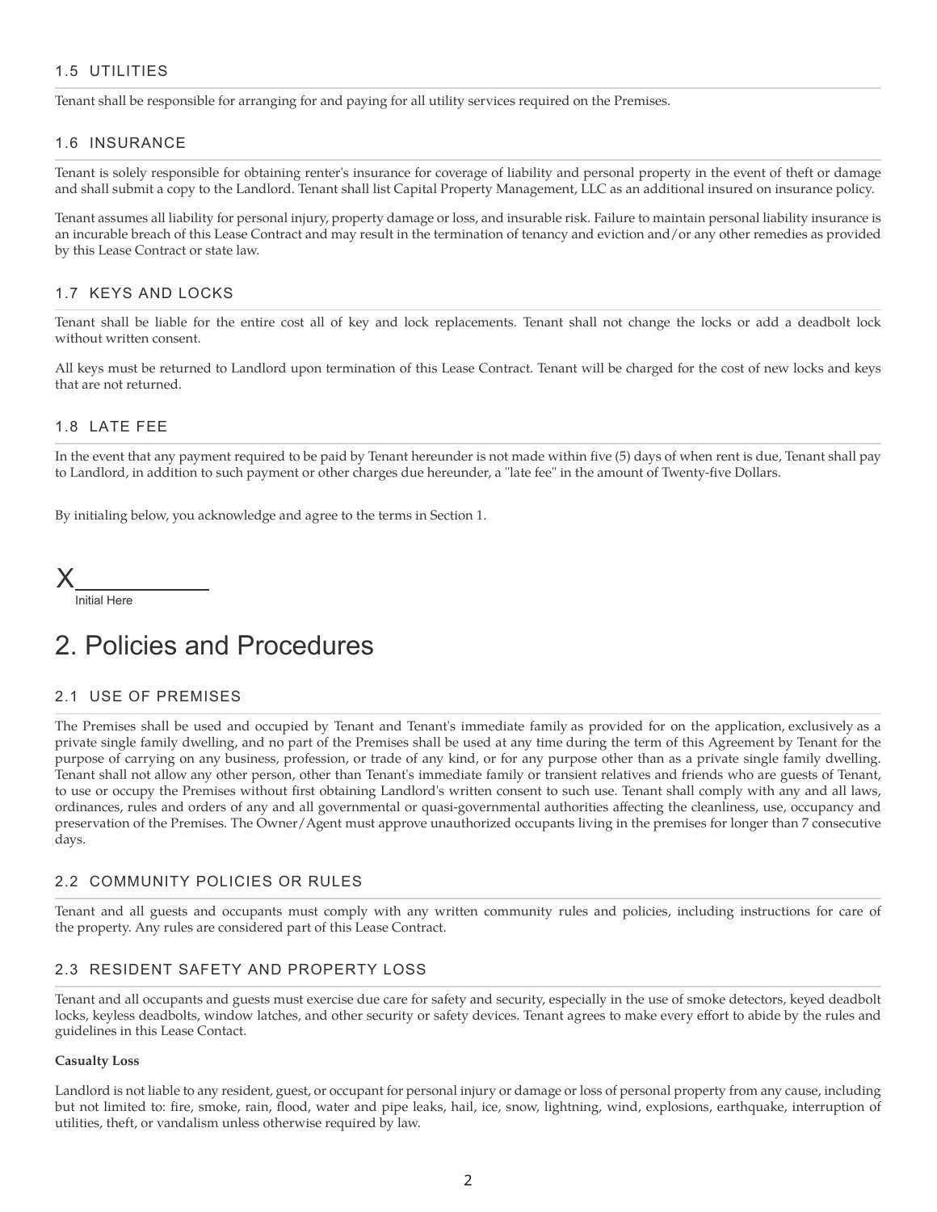### 1.5 UTILITIES

Tenant shall be responsible for arranging for and paying for all utility services required on the Premises.

### 1.6 INSURANCE

Tenant is solely responsible for obtaining renter's insurance for coverage of liability and personal property in the event of theft or damage and shall submit a copy to the Landlord. Tenant shall list Capital Property Management, LLC as an additional insured on insurance policy.

Tenant assumes all liability for personal injury, property damage or loss, and insurable risk. Failure to maintain personal liability insurance is an incurable breach of this Lease Contract and may result in the termination of tenancy and eviction and/or any other remedies as provided by this Lease Contract or state law.

### 1.7 KEYS AND LOCKS

Tenant shall be liable for the entire cost all of key and lock replacements. Tenant shall not change the locks or add a deadbolt lock without written consent.

All keys must be returned to Landlord upon termination of this Lease Contract. Tenant will be charged for the cost of new locks and keys that are not returned.

### 1.8 LATE FEE

In the event that any payment required to be paid by Tenant hereunder is not made within five (5) days of when rent is due, Tenant shall pay to Landlord, in addition to such payment or other charges due hereunder, a "late fee" in the amount of Twenty-five Dollars.

By initialing below, you acknowledge and agree to the terms in Section 1.

X__________

Initial Here

## 2. Policies and Procedures

### 2.1 USE OF PREMISES

The Premises shall be used and occupied by Tenant and Tenant's immediate family as provided for on the application, exclusively as a private single family dwelling, and no part of the Premises shall be used at any time during the term of this Agreement by Tenant for the purpose of carrying on any business, profession, or trade of any kind, or for any purpose other than as a private single family dwelling. Tenant shall not allow any other person, other than Tenant's immediate family or transient relatives and friends who are guests of Tenant, to use or occupy the Premises without first obtaining Landlord's written consent to such use. Tenant shall comply with any and all laws, ordinances, rules and orders of any and all governmental or quasi-governmental authorities affecting the cleanliness, use, occupancy and preservation of the Premises. The Owner/Agent must approve unauthorized occupants living in the premises for longer than 7 consecutive days.

### 2.2 COMMUNITY POLICIES OR RULES

Tenant and all guests and occupants must comply with any written community rules and policies, including instructions for care of the property. Any rules are considered part of this Lease Contract.

### 2.3 RESIDENT SAFETY AND PROPERTY LOSS

Tenant and all occupants and guests must exercise due care for safety and security, especially in the use of smoke detectors, keyed deadbolt locks, keyless deadbolts, window latches, and other security or safety devices. Tenant agrees to make every effort to abide by the rules and guidelines in this Lease Contact.

**Casualty Loss**

Landlord is not liable to any resident, guest, or occupant for personal injury or damage or loss of personal property from any cause, including but not limited to: fire, smoke, rain, flood, water and pipe leaks, hail, ice, snow, lightning, wind, explosions, earthquake, interruption of utilities, theft, or vandalism unless otherwise required by law.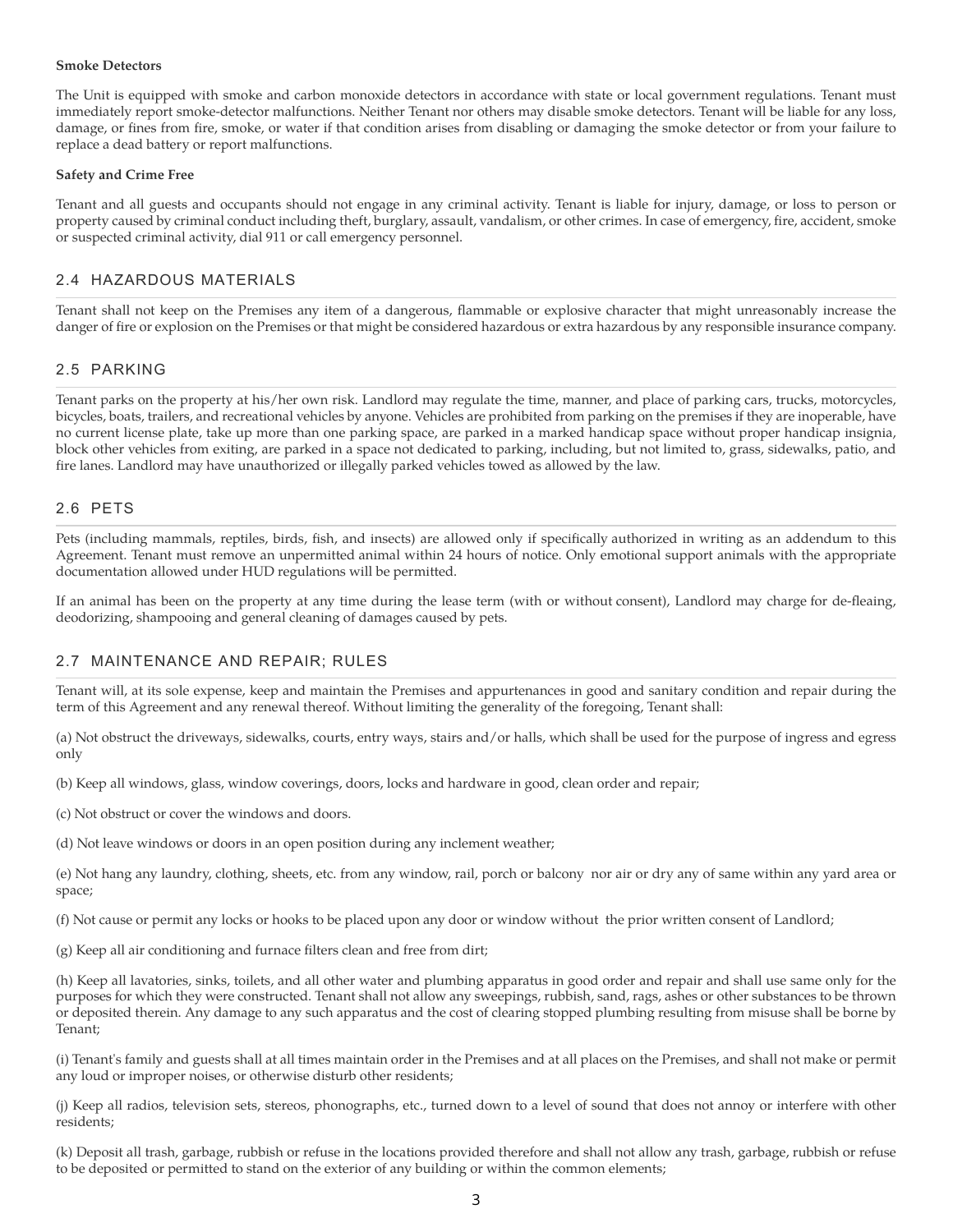**Smoke Detectors**

The Unit is equipped with smoke and carbon monoxide detectors in accordance with state or local government regulations. Tenant must immediately report smoke-detector malfunctions. Neither Tenant nor others may disable smoke detectors. Tenant will be liable for any loss, damage, or fines from fire, smoke, or water if that condition arises from disabling or damaging the smoke detector or from your failure to replace a dead battery or report malfunctions.

**Safety and Crime Free**

Tenant and all guests and occupants should not engage in any criminal activity. Tenant is liable for injury, damage, or loss to person or property caused by criminal conduct including theft, burglary, assault, vandalism, or other crimes. In case of emergency, fire, accident, smoke or suspected criminal activity, dial 911 or call emergency personnel.

## 2.4 HAZARDOUS MATERIALS

Tenant shall not keep on the Premises any item of a dangerous, flammable or explosive character that might unreasonably increase the danger of fire or explosion on the Premises or that might be considered hazardous or extra hazardous by any responsible insurance company.

## 2.5 PARKING

Tenant parks on the property at his/her own risk. Landlord may regulate the time, manner, and place of parking cars, trucks, motorcycles, bicycles, boats, trailers, and recreational vehicles by anyone. Vehicles are prohibited from parking on the premises if they are inoperable, have no current license plate, take up more than one parking space, are parked in a marked handicap space without proper handicap insignia, block other vehicles from exiting, are parked in a space not dedicated to parking, including, but not limited to, grass, sidewalks, patio, and fire lanes. Landlord may have unauthorized or illegally parked vehicles towed as allowed by the law.

## 2.6 PETS

Pets (including mammals, reptiles, birds, fish, and insects) are allowed only if specifically authorized in writing as an addendum to this Agreement. Tenant must remove an unpermitted animal within 24 hours of notice. Only emotional support animals with the appropriate documentation allowed under HUD regulations will be permitted.

If an animal has been on the property at any time during the lease term (with or without consent), Landlord may charge for de-fleaing, deodorizing, shampooing and general cleaning of damages caused by pets.

## 2.7 MAINTENANCE AND REPAIR; RULES

Tenant will, at its sole expense, keep and maintain the Premises and appurtenances in good and sanitary condition and repair during the term of this Agreement and any renewal thereof. Without limiting the generality of the foregoing, Tenant shall:

(a) Not obstruct the driveways, sidewalks, courts, entry ways, stairs and/or halls, which shall be used for the purpose of ingress and egress only

(b) Keep all windows, glass, window coverings, doors, locks and hardware in good, clean order and repair;

(c) Not obstruct or cover the windows and doors.

(d) Not leave windows or doors in an open position during any inclement weather;

(e) Not hang any laundry, clothing, sheets, etc. from any window, rail, porch or balcony nor air or dry any of same within any yard area or space;

(f) Not cause or permit any locks or hooks to be placed upon any door or window without the prior written consent of Landlord;

(g) Keep all air conditioning and furnace filters clean and free from dirt;

(h) Keep all lavatories, sinks, toilets, and all other water and plumbing apparatus in good order and repair and shall use same only for the purposes for which they were constructed. Tenant shall not allow any sweepings, rubbish, sand, rags, ashes or other substances to be thrown or deposited therein. Any damage to any such apparatus and the cost of clearing stopped plumbing resulting from misuse shall be borne by Tenant;

(i) Tenant's family and guests shall at all times maintain order in the Premises and at all places on the Premises, and shall not make or permit any loud or improper noises, or otherwise disturb other residents;

(j) Keep all radios, television sets, stereos, phonographs, etc., turned down to a level of sound that does not annoy or interfere with other residents;

(k) Deposit all trash, garbage, rubbish or refuse in the locations provided therefore and shall not allow any trash, garbage, rubbish or refuse to be deposited or permitted to stand on the exterior of any building or within the common elements;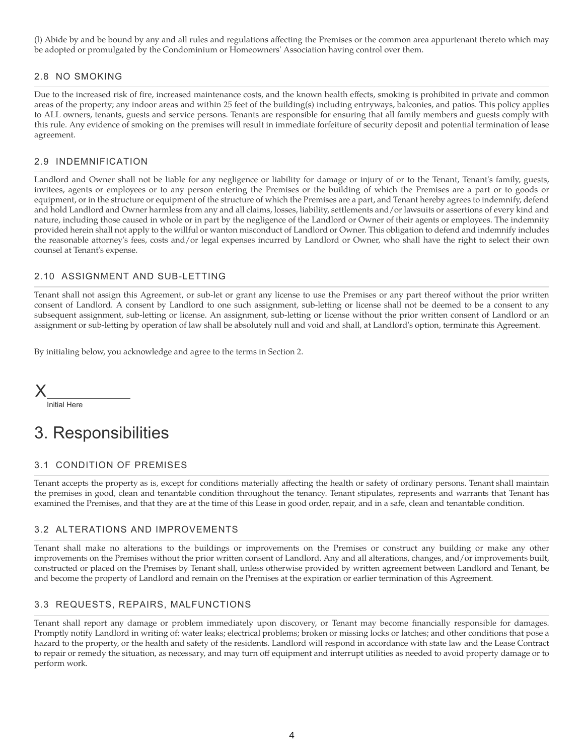(l) Abide by and be bound by any and all rules and regulations affecting the Premises or the common area appurtenant thereto which may be adopted or promulgated by the Condominium or Homeowners' Association having control over them.

### 2.8 NO SMOKING

Due to the increased risk of fire, increased maintenance costs, and the known health effects, smoking is prohibited in private and common areas of the property; any indoor areas and within 25 feet of the building(s) including entryways, balconies, and patios. This policy applies to ALL owners, tenants, guests and service persons. Tenants are responsible for ensuring that all family members and guests comply with this rule. Any evidence of smoking on the premises will result in immediate forfeiture of security deposit and potential termination of lease agreement.

### 2.9 INDEMNIFICATION

Landlord and Owner shall not be liable for any negligence or liability for damage or injury of or to the Tenant, Tenant's family, guests, invitees, agents or employees or to any person entering the Premises or the building of which the Premises are a part or to goods or equipment, or in the structure or equipment of the structure of which the Premises are a part, and Tenant hereby agrees to indemnify, defend and hold Landlord and Owner harmless from any and all claims, losses, liability, settlements and/or lawsuits or assertions of every kind and nature, including those caused in whole or in part by the negligence of the Landlord or Owner of their agents or employees. The indemnity provided herein shall not apply to the willful or wanton misconduct of Landlord or Owner. This obligation to defend and indemnify includes the reasonable attorney's fees, costs and/or legal expenses incurred by Landlord or Owner, who shall have the right to select their own counsel at Tenant's expense.

### 2.10 ASSIGNMENT AND SUB-LETTING

Tenant shall not assign this Agreement, or sub-let or grant any license to use the Premises or any part thereof without the prior written consent of Landlord. A consent by Landlord to one such assignment, sub-letting or license shall not be deemed to be a consent to any subsequent assignment, sub-letting or license. An assignment, sub-letting or license without the prior written consent of Landlord or an assignment or sub-letting by operation of law shall be absolutely null and void and shall, at Landlord's option, terminate this Agreement.

By initialing below, you acknowledge and agree to the terms in Section 2.

X\_\_\_\_\_\_\_\_\_\_\_\_\_\_
Initial Here

# 3. Responsibilities

### 3.1 CONDITION OF PREMISES

Tenant accepts the property as is, except for conditions materially affecting the health or safety of ordinary persons. Tenant shall maintain the premises in good, clean and tenantable condition throughout the tenancy. Tenant stipulates, represents and warrants that Tenant has examined the Premises, and that they are at the time of this Lease in good order, repair, and in a safe, clean and tenantable condition.

### 3.2 ALTERATIONS AND IMPROVEMENTS

Tenant shall make no alterations to the buildings or improvements on the Premises or construct any building or make any other improvements on the Premises without the prior written consent of Landlord. Any and all alterations, changes, and/or improvements built, constructed or placed on the Premises by Tenant shall, unless otherwise provided by written agreement between Landlord and Tenant, be and become the property of Landlord and remain on the Premises at the expiration or earlier termination of this Agreement.

### 3.3 REQUESTS, REPAIRS, MALFUNCTIONS

Tenant shall report any damage or problem immediately upon discovery, or Tenant may become financially responsible for damages. Promptly notify Landlord in writing of: water leaks; electrical problems; broken or missing locks or latches; and other conditions that pose a hazard to the property, or the health and safety of the residents. Landlord will respond in accordance with state law and the Lease Contract to repair or remedy the situation, as necessary, and may turn off equipment and interrupt utilities as needed to avoid property damage or to perform work.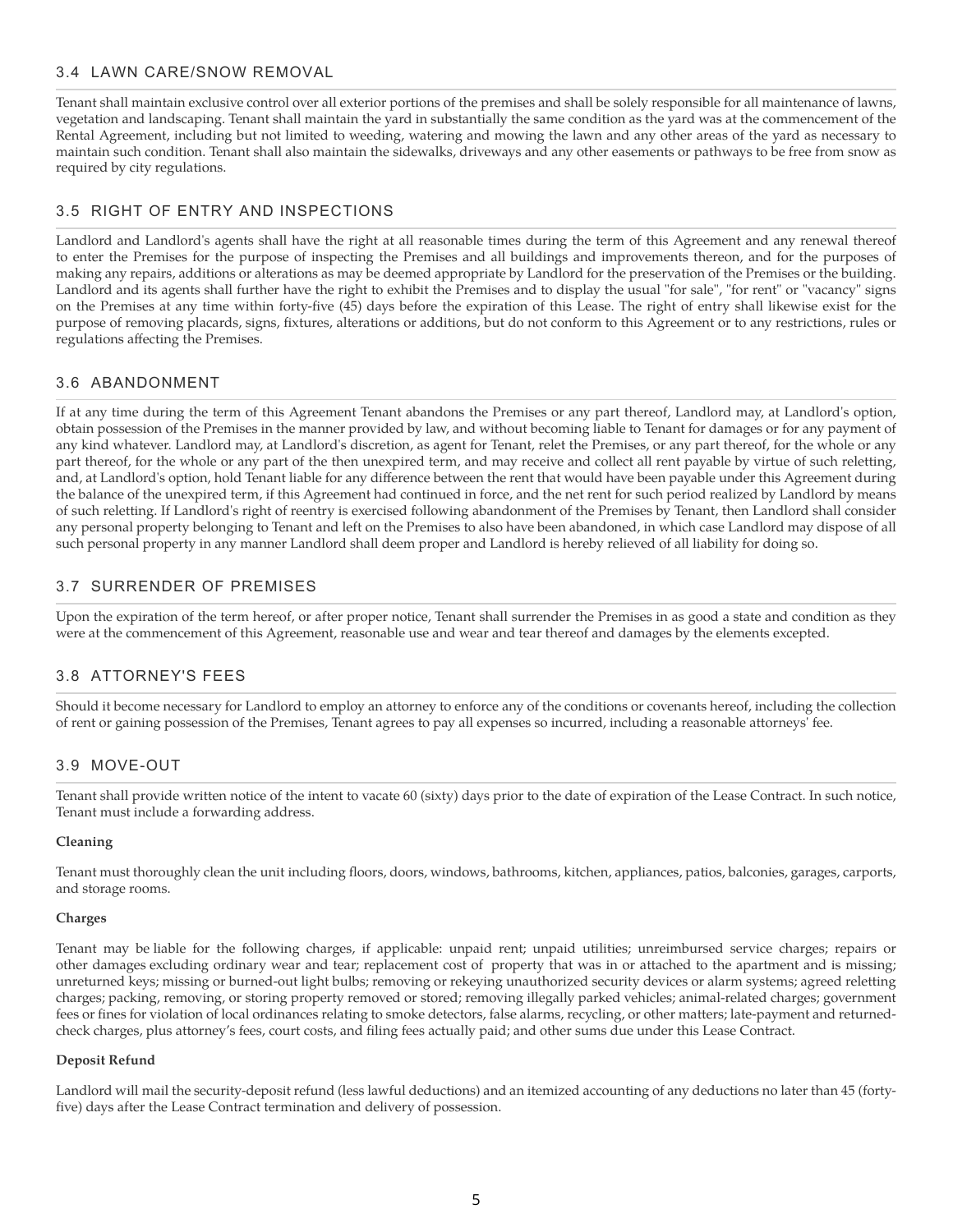## 3.4 LAWN CARE/SNOW REMOVAL

Tenant shall maintain exclusive control over all exterior portions of the premises and shall be solely responsible for all maintenance of lawns, vegetation and landscaping. Tenant shall maintain the yard in substantially the same condition as the yard was at the commencement of the Rental Agreement, including but not limited to weeding, watering and mowing the lawn and any other areas of the yard as necessary to maintain such condition. Tenant shall also maintain the sidewalks, driveways and any other easements or pathways to be free from snow as required by city regulations.

## 3.5 RIGHT OF ENTRY AND INSPECTIONS

Landlord and Landlord's agents shall have the right at all reasonable times during the term of this Agreement and any renewal thereof to enter the Premises for the purpose of inspecting the Premises and all buildings and improvements thereon, and for the purposes of making any repairs, additions or alterations as may be deemed appropriate by Landlord for the preservation of the Premises or the building. Landlord and its agents shall further have the right to exhibit the Premises and to display the usual "for sale", "for rent" or "vacancy" signs on the Premises at any time within forty-five (45) days before the expiration of this Lease. The right of entry shall likewise exist for the purpose of removing placards, signs, fixtures, alterations or additions, but do not conform to this Agreement or to any restrictions, rules or regulations affecting the Premises.

## 3.6 ABANDONMENT

If at any time during the term of this Agreement Tenant abandons the Premises or any part thereof, Landlord may, at Landlord's option, obtain possession of the Premises in the manner provided by law, and without becoming liable to Tenant for damages or for any payment of any kind whatever. Landlord may, at Landlord's discretion, as agent for Tenant, relet the Premises, or any part thereof, for the whole or any part thereof, for the whole or any part of the then unexpired term, and may receive and collect all rent payable by virtue of such reletting, and, at Landlord's option, hold Tenant liable for any difference between the rent that would have been payable under this Agreement during the balance of the unexpired term, if this Agreement had continued in force, and the net rent for such period realized by Landlord by means of such reletting. If Landlord's right of reentry is exercised following abandonment of the Premises by Tenant, then Landlord shall consider any personal property belonging to Tenant and left on the Premises to also have been abandoned, in which case Landlord may dispose of all such personal property in any manner Landlord shall deem proper and Landlord is hereby relieved of all liability for doing so.

## 3.7 SURRENDER OF PREMISES

Upon the expiration of the term hereof, or after proper notice, Tenant shall surrender the Premises in as good a state and condition as they were at the commencement of this Agreement, reasonable use and wear and tear thereof and damages by the elements excepted.

## 3.8 ATTORNEY'S FEES

Should it become necessary for Landlord to employ an attorney to enforce any of the conditions or covenants hereof, including the collection of rent or gaining possession of the Premises, Tenant agrees to pay all expenses so incurred, including a reasonable attorneys' fee.

## 3.9 MOVE-OUT

Tenant shall provide written notice of the intent to vacate 60 (sixty) days prior to the date of expiration of the Lease Contract. In such notice, Tenant must include a forwarding address.

**Cleaning**

Tenant must thoroughly clean the unit including floors, doors, windows, bathrooms, kitchen, appliances, patios, balconies, garages, carports, and storage rooms.

**Charges**

Tenant may be liable for the following charges, if applicable: unpaid rent; unpaid utilities; unreimbursed service charges; repairs or other damages excluding ordinary wear and tear; replacement cost of property that was in or attached to the apartment and is missing; unreturned keys; missing or burned-out light bulbs; removing or rekeying unauthorized security devices or alarm systems; agreed reletting charges; packing, removing, or storing property removed or stored; removing illegally parked vehicles; animal-related charges; government fees or fines for violation of local ordinances relating to smoke detectors, false alarms, recycling, or other matters; late-payment and returned-check charges, plus attorney's fees, court costs, and filing fees actually paid; and other sums due under this Lease Contract.

**Deposit Refund**

Landlord will mail the security-deposit refund (less lawful deductions) and an itemized accounting of any deductions no later than 45 (forty-five) days after the Lease Contract termination and delivery of possession.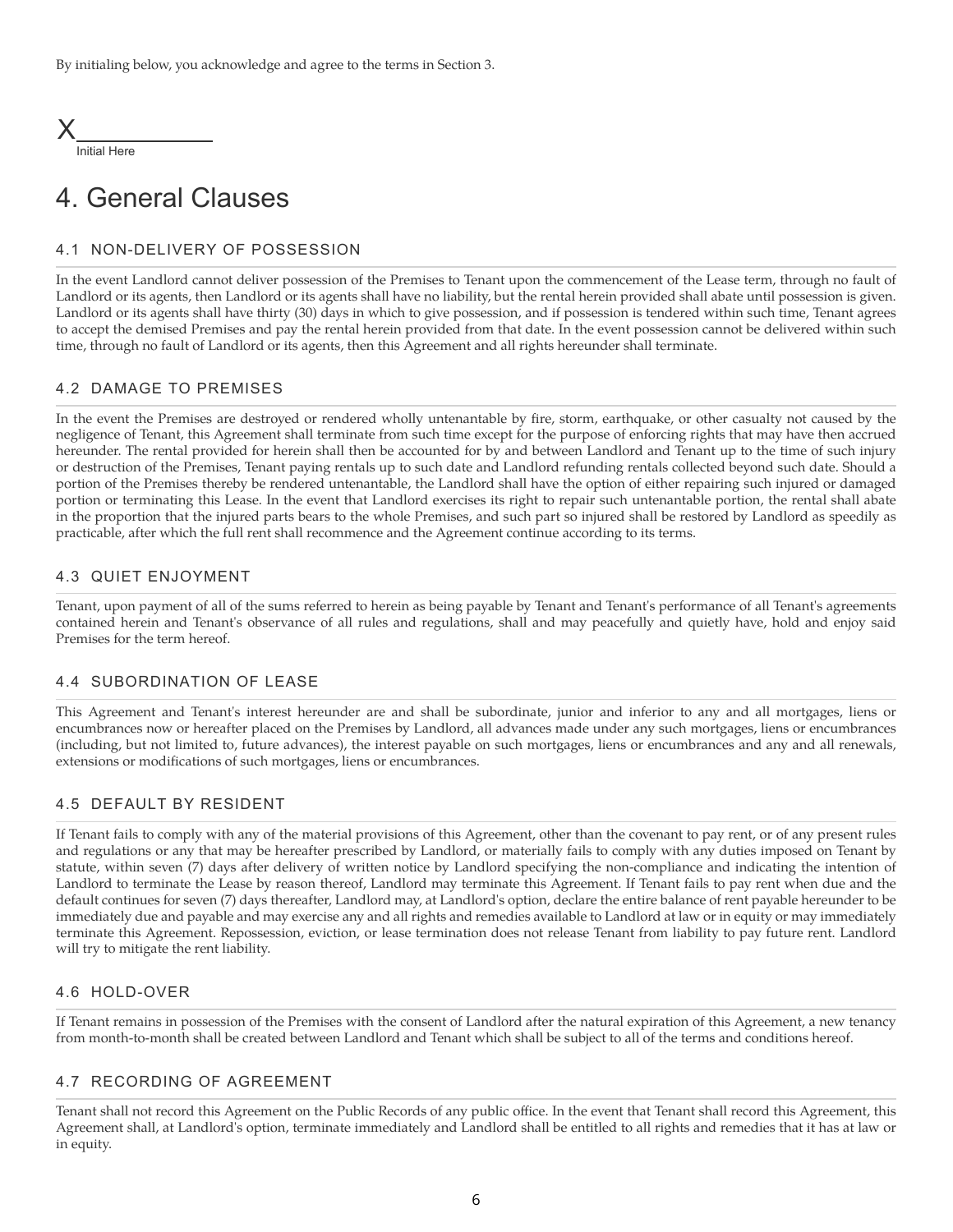By initialing below, you acknowledge and agree to the terms in Section 3.

X__________
Initial Here

# 4. General Clauses

## 4.1 NON-DELIVERY OF POSSESSION

In the event Landlord cannot deliver possession of the Premises to Tenant upon the commencement of the Lease term, through no fault of Landlord or its agents, then Landlord or its agents shall have no liability, but the rental herein provided shall abate until possession is given. Landlord or its agents shall have thirty (30) days in which to give possession, and if possession is tendered within such time, Tenant agrees to accept the demised Premises and pay the rental herein provided from that date. In the event possession cannot be delivered within such time, through no fault of Landlord or its agents, then this Agreement and all rights hereunder shall terminate.

## 4.2 DAMAGE TO PREMISES

In the event the Premises are destroyed or rendered wholly untenantable by fire, storm, earthquake, or other casualty not caused by the negligence of Tenant, this Agreement shall terminate from such time except for the purpose of enforcing rights that may have then accrued hereunder. The rental provided for herein shall then be accounted for by and between Landlord and Tenant up to the time of such injury or destruction of the Premises, Tenant paying rentals up to such date and Landlord refunding rentals collected beyond such date. Should a portion of the Premises thereby be rendered untenantable, the Landlord shall have the option of either repairing such injured or damaged portion or terminating this Lease. In the event that Landlord exercises its right to repair such untenantable portion, the rental shall abate in the proportion that the injured parts bears to the whole Premises, and such part so injured shall be restored by Landlord as speedily as practicable, after which the full rent shall recommence and the Agreement continue according to its terms.

## 4.3 QUIET ENJOYMENT

Tenant, upon payment of all of the sums referred to herein as being payable by Tenant and Tenant's performance of all Tenant's agreements contained herein and Tenant's observance of all rules and regulations, shall and may peacefully and quietly have, hold and enjoy said Premises for the term hereof.

## 4.4 SUBORDINATION OF LEASE

This Agreement and Tenant's interest hereunder are and shall be subordinate, junior and inferior to any and all mortgages, liens or encumbrances now or hereafter placed on the Premises by Landlord, all advances made under any such mortgages, liens or encumbrances (including, but not limited to, future advances), the interest payable on such mortgages, liens or encumbrances and any and all renewals, extensions or modifications of such mortgages, liens or encumbrances.

## 4.5 DEFAULT BY RESIDENT

If Tenant fails to comply with any of the material provisions of this Agreement, other than the covenant to pay rent, or of any present rules and regulations or any that may be hereafter prescribed by Landlord, or materially fails to comply with any duties imposed on Tenant by statute, within seven (7) days after delivery of written notice by Landlord specifying the non-compliance and indicating the intention of Landlord to terminate the Lease by reason thereof, Landlord may terminate this Agreement. If Tenant fails to pay rent when due and the default continues for seven (7) days thereafter, Landlord may, at Landlord's option, declare the entire balance of rent payable hereunder to be immediately due and payable and may exercise any and all rights and remedies available to Landlord at law or in equity or may immediately terminate this Agreement. Repossession, eviction, or lease termination does not release Tenant from liability to pay future rent. Landlord will try to mitigate the rent liability.

## 4.6 HOLD-OVER

If Tenant remains in possession of the Premises with the consent of Landlord after the natural expiration of this Agreement, a new tenancy from month-to-month shall be created between Landlord and Tenant which shall be subject to all of the terms and conditions hereof.

## 4.7 RECORDING OF AGREEMENT

Tenant shall not record this Agreement on the Public Records of any public office. In the event that Tenant shall record this Agreement, this Agreement shall, at Landlord's option, terminate immediately and Landlord shall be entitled to all rights and remedies that it has at law or in equity.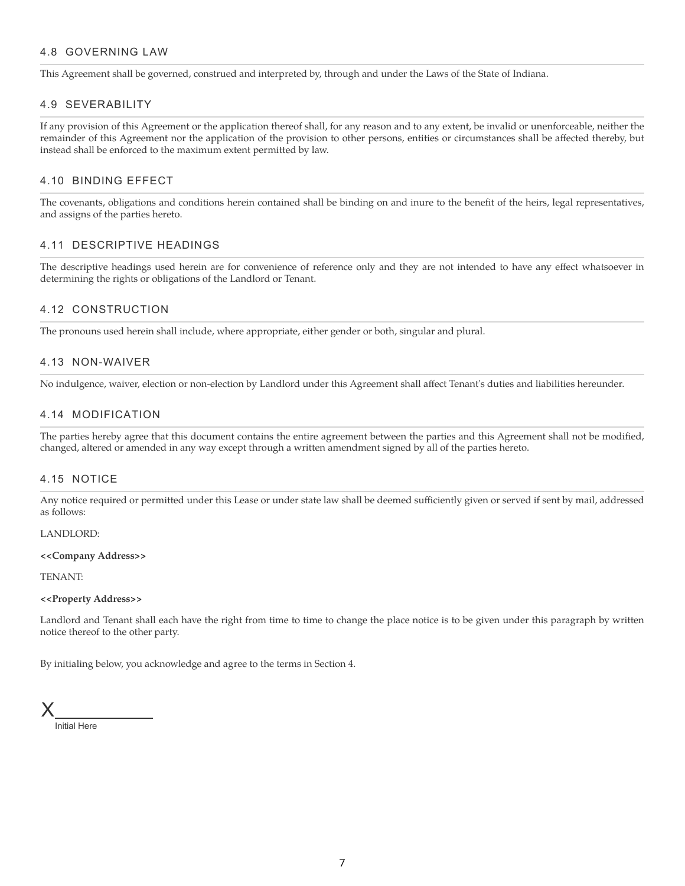### 4.8 GOVERNING LAW

This Agreement shall be governed, construed and interpreted by, through and under the Laws of the State of Indiana.

### 4.9 SEVERABILITY

If any provision of this Agreement or the application thereof shall, for any reason and to any extent, be invalid or unenforceable, neither the remainder of this Agreement nor the application of the provision to other persons, entities or circumstances shall be affected thereby, but instead shall be enforced to the maximum extent permitted by law.

### 4.10 BINDING EFFECT

The covenants, obligations and conditions herein contained shall be binding on and inure to the benefit of the heirs, legal representatives, and assigns of the parties hereto.

### 4.11 DESCRIPTIVE HEADINGS

The descriptive headings used herein are for convenience of reference only and they are not intended to have any effect whatsoever in determining the rights or obligations of the Landlord or Tenant.

### 4.12 CONSTRUCTION

The pronouns used herein shall include, where appropriate, either gender or both, singular and plural.

### 4.13 NON-WAIVER

No indulgence, waiver, election or non-election by Landlord under this Agreement shall affect Tenant's duties and liabilities hereunder.

### 4.14 MODIFICATION

The parties hereby agree that this document contains the entire agreement between the parties and this Agreement shall not be modified, changed, altered or amended in any way except through a written amendment signed by all of the parties hereto.

### 4.15 NOTICE

Any notice required or permitted under this Lease or under state law shall be deemed sufficiently given or served if sent by mail, addressed as follows:

LANDLORD:

**<<Company Address>>**

TENANT:

**<<Property Address>>**

Landlord and Tenant shall each have the right from time to time to change the place notice is to be given under this paragraph by written notice thereof to the other party.

By initialing below, you acknowledge and agree to the terms in Section 4.

X___________

Initial Here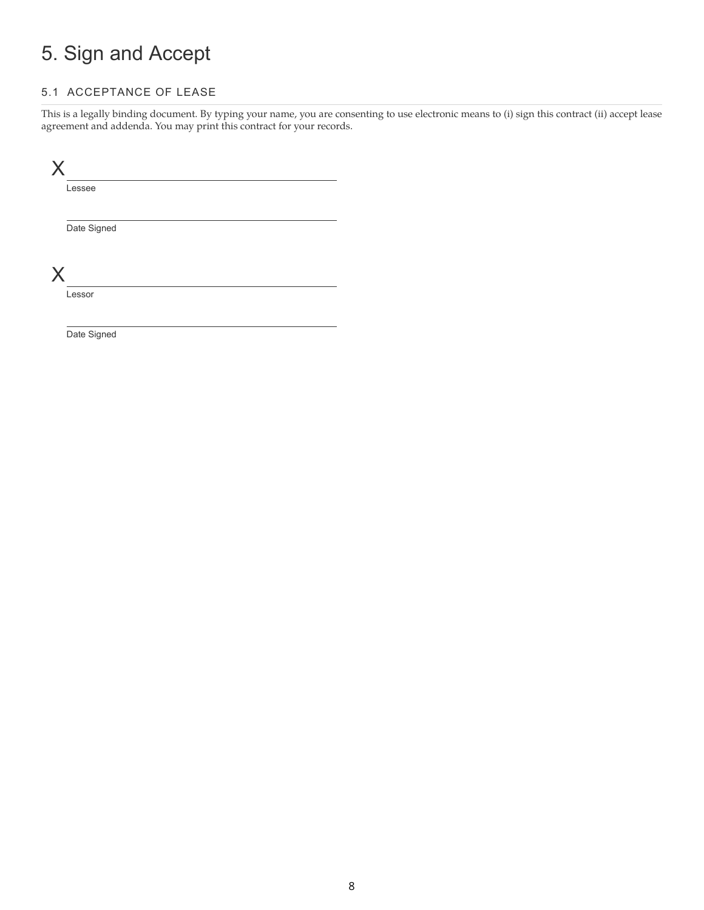# 5. Sign and Accept

## 5.1 ACCEPTANCE OF LEASE

This is a legally binding document. By typing your name, you are consenting to use electronic means to (i) sign this contract (ii) accept lease agreement and addenda. You may print this contract for your records.

X ______________________________

Lessee

______________________________

Date Signed

X ______________________________

Lessor

______________________________

Date Signed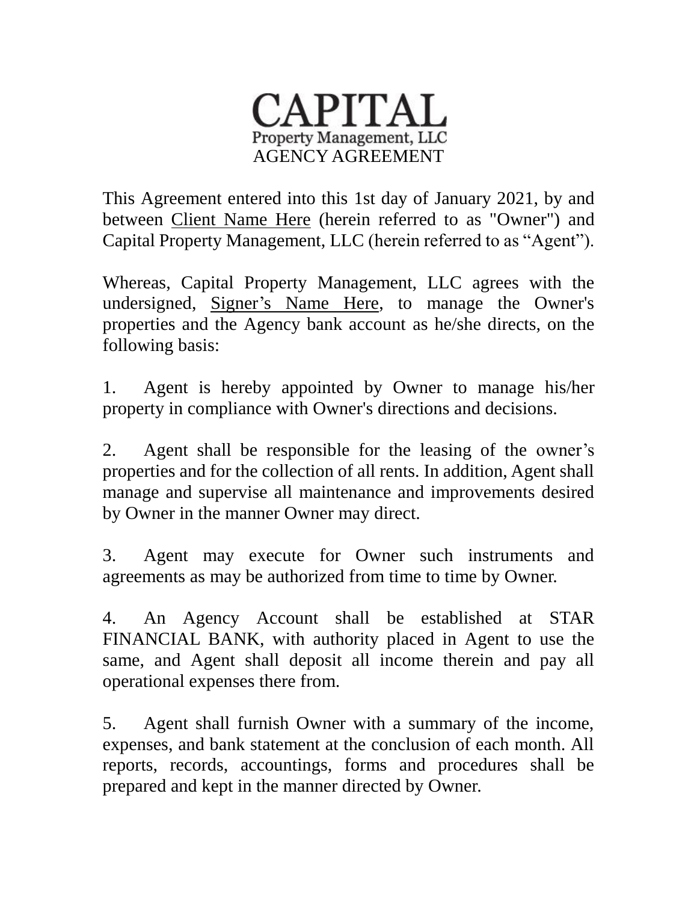# CAPITAL

Property Management, LLC

AGENCY AGREEMENT

This Agreement entered into this 1st day of January 2021, by and between Client Name Here (herein referred to as "Owner") and Capital Property Management, LLC (herein referred to as "Agent").

Whereas, Capital Property Management, LLC agrees with the undersigned, Signer's Name Here, to manage the Owner's properties and the Agency bank account as he/she directs, on the following basis:

1. Agent is hereby appointed by Owner to manage his/her property in compliance with Owner's directions and decisions.

2. Agent shall be responsible for the leasing of the owner's properties and for the collection of all rents. In addition, Agent shall manage and supervise all maintenance and improvements desired by Owner in the manner Owner may direct.

3. Agent may execute for Owner such instruments and agreements as may be authorized from time to time by Owner.

4. An Agency Account shall be established at STAR FINANCIAL BANK, with authority placed in Agent to use the same, and Agent shall deposit all income therein and pay all operational expenses there from.

5. Agent shall furnish Owner with a summary of the income, expenses, and bank statement at the conclusion of each month. All reports, records, accountings, forms and procedures shall be prepared and kept in the manner directed by Owner.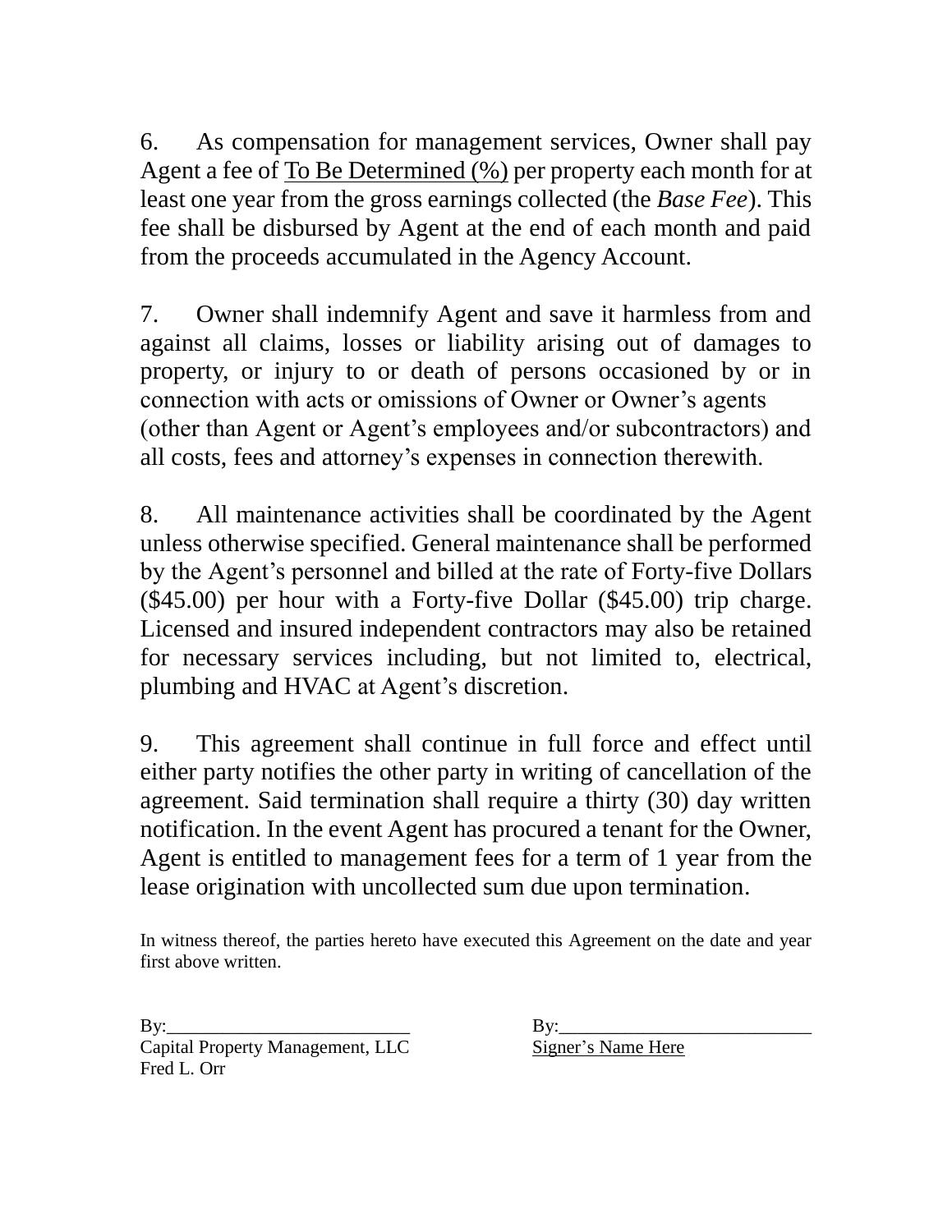6. As compensation for management services, Owner shall pay Agent a fee of <u>To Be Determined (%)</u> per property each month for at least one year from the gross earnings collected (the *Base Fee*). This fee shall be disbursed by Agent at the end of each month and paid from the proceeds accumulated in the Agency Account.

7. Owner shall indemnify Agent and save it harmless from and against all claims, losses or liability arising out of damages to property, or injury to or death of persons occasioned by or in connection with acts or omissions of Owner or Owner's agents (other than Agent or Agent's employees and/or subcontractors) and all costs, fees and attorney's expenses in connection therewith.

8. All maintenance activities shall be coordinated by the Agent unless otherwise specified. General maintenance shall be performed by the Agent's personnel and billed at the rate of Forty-five Dollars ($45.00) per hour with a Forty-five Dollar ($45.00) trip charge. Licensed and insured independent contractors may also be retained for necessary services including, but not limited to, electrical, plumbing and HVAC at Agent's discretion.

9. This agreement shall continue in full force and effect until either party notifies the other party in writing of cancellation of the agreement. Said termination shall require a thirty (30) day written notification. In the event Agent has procured a tenant for the Owner, Agent is entitled to management fees for a term of 1 year from the lease origination with uncollected sum due upon termination.

In witness thereof, the parties hereto have executed this Agreement on the date and year first above written.

By:_________________________
Capital Property Management, LLC
Fred L. Orr

By:_________________________
<u>Signer's Name Here</u>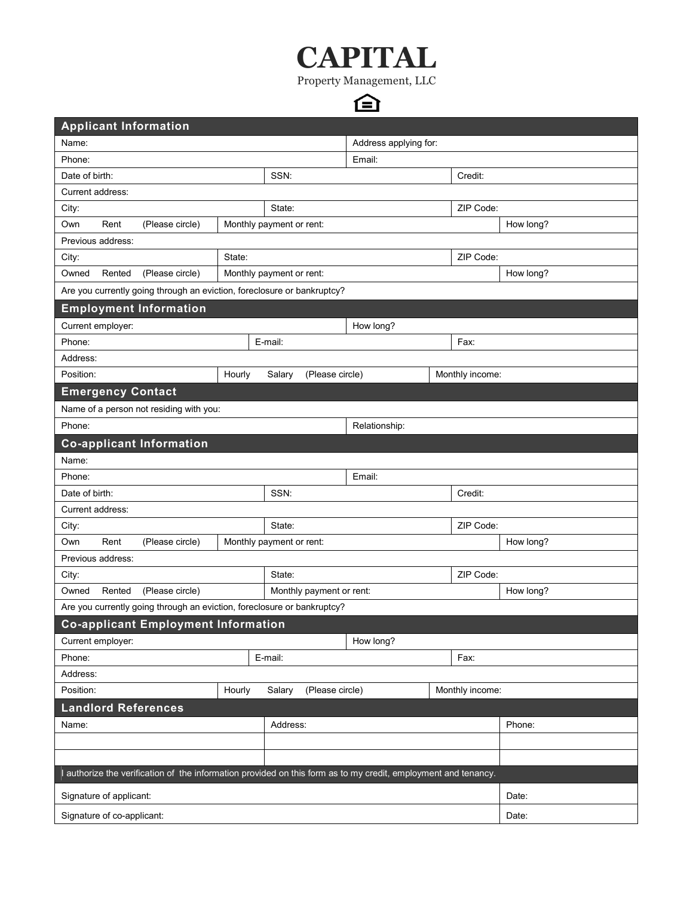# CAPITAL

Property Management, LLC

## Applicant Information

| | | | |
|---|---|---|---|
| Name: | | Address applying for: | |
| Phone: | | Email: | |
| Date of birth: | SSN: | | Credit: |
| Current address: | | | |
| City: | State: | | ZIP Code: |
| Own Rent (Please circle) | Monthly payment or rent: | | How long? |
| Previous address: | | | |
| City: | State: | | ZIP Code: |
| Owned Rented (Please circle) | Monthly payment or rent: | | How long? |
| Are you currently going through an eviction, foreclosure or bankruptcy? | | | |

## Employment Information

| | | | |
|---|---|---|---|
| Current employer: | | How long? | |
| Phone: | E-mail: | | Fax: |
| Address: | | | |
| Position: | Hourly Salary (Please circle) | | Monthly income: |

## Emergency Contact

| | |
|---|---|
| Name of a person not residing with you: | |
| Phone: | Relationship: |

## Co-applicant Information

| | | | |
|---|---|---|---|
| Name: | | | |
| Phone: | | Email: | |
| Date of birth: | SSN: | | Credit: |
| Current address: | | | |
| City: | State: | | ZIP Code: |
| Own Rent (Please circle) | Monthly payment or rent: | | How long? |
| Previous address: | | | |
| City: | State: | | ZIP Code: |
| Owned Rented (Please circle) | Monthly payment or rent: | | How long? |
| Are you currently going through an eviction, foreclosure or bankruptcy? | | | |

## Co-applicant Employment Information

| | | | |
|---|---|---|---|
| Current employer: | | How long? | |
| Phone: | E-mail: | | Fax: |
| Address: | | | |
| Position: | Hourly Salary (Please circle) | | Monthly income: |

## Landlord References

| Name: | Address: | Phone: |
|---|---|---|
| | | |
| | | |

I authorize the verification of the information provided on this form as to my credit, employment and tenancy.

| | |
|---|---|
| Signature of applicant: | Date: |
| Signature of co-applicant: | Date: |